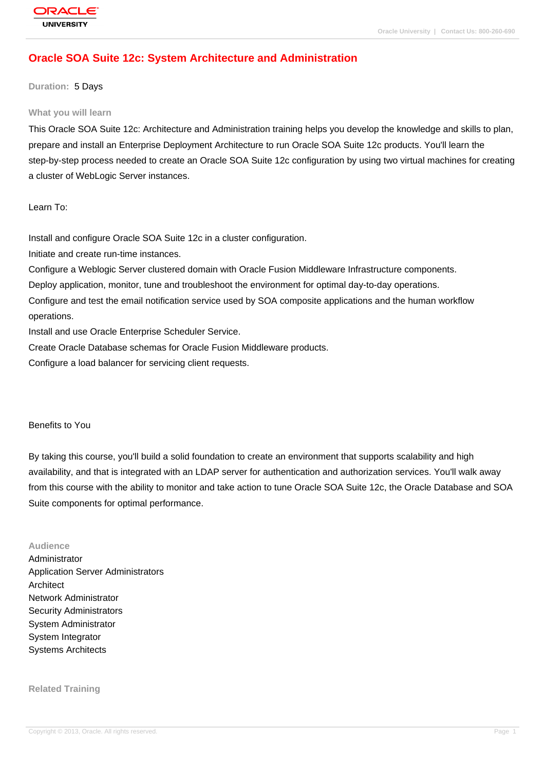# Oracle SOA Suite 12c: System Architecture and Administration

**Duration:** 5 Days

## What you will learn

This Oracle SOA Suite 12c: Architecture and Administration training helps you develop the knowledge and skills to plan, prepare and install an Enterprise Deployment Architecture to run Oracle SOA Suite 12c products. You'll learn the step-by-step process needed to create an Oracle SOA Suite 12c configuration by using two virtual machines for creating a cluster of WebLogic Server instances.

Learn To:

Install and configure Oracle SOA Suite 12c in a cluster configuration.
Initiate and create run-time instances.
Configure a Weblogic Server clustered domain with Oracle Fusion Middleware Infrastructure components.
Deploy application, monitor, tune and troubleshoot the environment for optimal day-to-day operations.
Configure and test the email notification service used by SOA composite applications and the human workflow operations.
Install and use Oracle Enterprise Scheduler Service.
Create Oracle Database schemas for Oracle Fusion Middleware products.
Configure a load balancer for servicing client requests.

Benefits to You

By taking this course, you'll build a solid foundation to create an environment that supports scalability and high availability, and that is integrated with an LDAP server for authentication and authorization services. You'll walk away from this course with the ability to monitor and take action to tune Oracle SOA Suite 12c, the Oracle Database and SOA Suite components for optimal performance.

## Audience

Administrator
Application Server Administrators
Architect
Network Administrator
Security Administrators
System Administrator
System Integrator
Systems Architects

## Related Training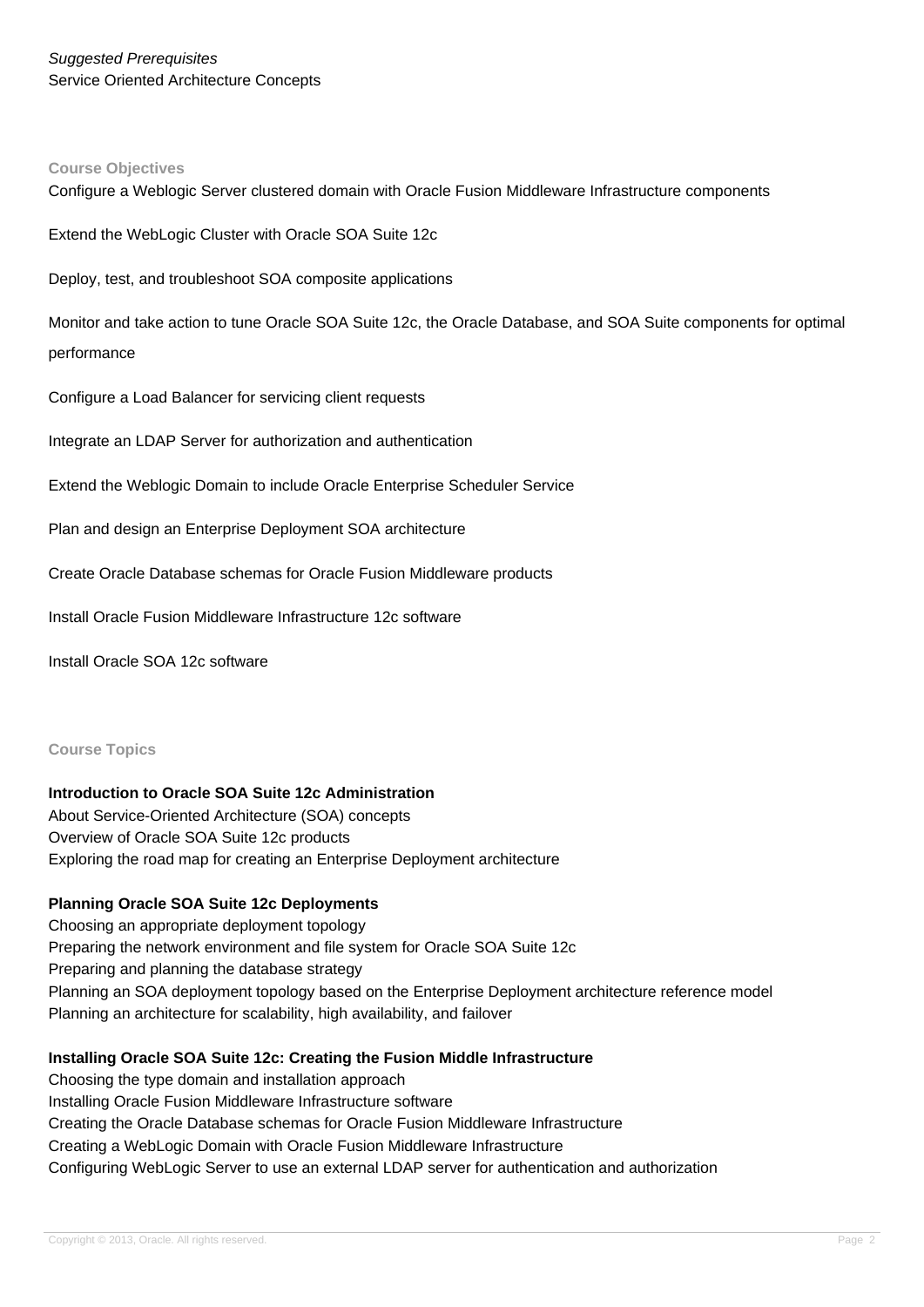*Suggested Prerequisites*
Service Oriented Architecture Concepts

## Course Objectives

Configure a Weblogic Server clustered domain with Oracle Fusion Middleware Infrastructure components

Extend the WebLogic Cluster with Oracle SOA Suite 12c

Deploy, test, and troubleshoot SOA composite applications

Monitor and take action to tune Oracle SOA Suite 12c, the Oracle Database, and SOA Suite components for optimal performance

Configure a Load Balancer for servicing client requests

Integrate an LDAP Server for authorization and authentication

Extend the Weblogic Domain to include Oracle Enterprise Scheduler Service

Plan and design an Enterprise Deployment SOA architecture

Create Oracle Database schemas for Oracle Fusion Middleware products

Install Oracle Fusion Middleware Infrastructure 12c software

Install Oracle SOA 12c software

## Course Topics

**Introduction to Oracle SOA Suite 12c Administration**
About Service-Oriented Architecture (SOA) concepts
Overview of Oracle SOA Suite 12c products
Exploring the road map for creating an Enterprise Deployment architecture

**Planning Oracle SOA Suite 12c Deployments**
Choosing an appropriate deployment topology
Preparing the network environment and file system for Oracle SOA Suite 12c
Preparing and planning the database strategy
Planning an SOA deployment topology based on the Enterprise Deployment architecture reference model
Planning an architecture for scalability, high availability, and failover

**Installing Oracle SOA Suite 12c: Creating the Fusion Middle Infrastructure**
Choosing the type domain and installation approach
Installing Oracle Fusion Middleware Infrastructure software
Creating the Oracle Database schemas for Oracle Fusion Middleware Infrastructure
Creating a WebLogic Domain with Oracle Fusion Middleware Infrastructure
Configuring WebLogic Server to use an external LDAP server for authentication and authorization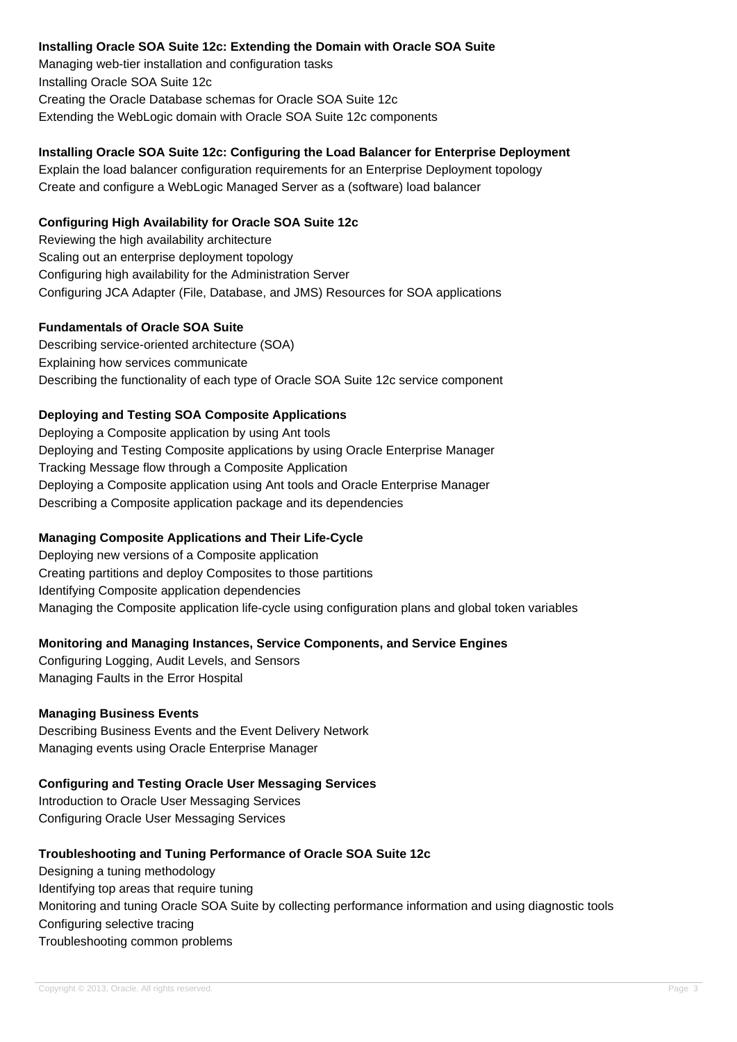**Installing Oracle SOA Suite 12c: Extending the Domain with Oracle SOA Suite**

Managing web-tier installation and configuration tasks
Installing Oracle SOA Suite 12c
Creating the Oracle Database schemas for Oracle SOA Suite 12c
Extending the WebLogic domain with Oracle SOA Suite 12c components

**Installing Oracle SOA Suite 12c: Configuring the Load Balancer for Enterprise Deployment**

Explain the load balancer configuration requirements for an Enterprise Deployment topology
Create and configure a WebLogic Managed Server as a (software) load balancer

**Configuring High Availability for Oracle SOA Suite 12c**

Reviewing the high availability architecture
Scaling out an enterprise deployment topology
Configuring high availability for the Administration Server
Configuring JCA Adapter (File, Database, and JMS) Resources for SOA applications

**Fundamentals of Oracle SOA Suite**

Describing service-oriented architecture (SOA)
Explaining how services communicate
Describing the functionality of each type of Oracle SOA Suite 12c service component

**Deploying and Testing SOA Composite Applications**

Deploying a Composite application by using Ant tools
Deploying and Testing Composite applications by using Oracle Enterprise Manager
Tracking Message flow through a Composite Application
Deploying a Composite application using Ant tools and Oracle Enterprise Manager
Describing a Composite application package and its dependencies

**Managing Composite Applications and Their Life-Cycle**

Deploying new versions of a Composite application
Creating partitions and deploy Composites to those partitions
Identifying Composite application dependencies
Managing the Composite application life-cycle using configuration plans and global token variables

**Monitoring and Managing Instances, Service Components, and Service Engines**

Configuring Logging, Audit Levels, and Sensors
Managing Faults in the Error Hospital

**Managing Business Events**

Describing Business Events and the Event Delivery Network
Managing events using Oracle Enterprise Manager

**Configuring and Testing Oracle User Messaging Services**

Introduction to Oracle User Messaging Services
Configuring Oracle User Messaging Services

**Troubleshooting and Tuning Performance of Oracle SOA Suite 12c**

Designing a tuning methodology
Identifying top areas that require tuning
Monitoring and tuning Oracle SOA Suite by collecting performance information and using diagnostic tools
Configuring selective tracing
Troubleshooting common problems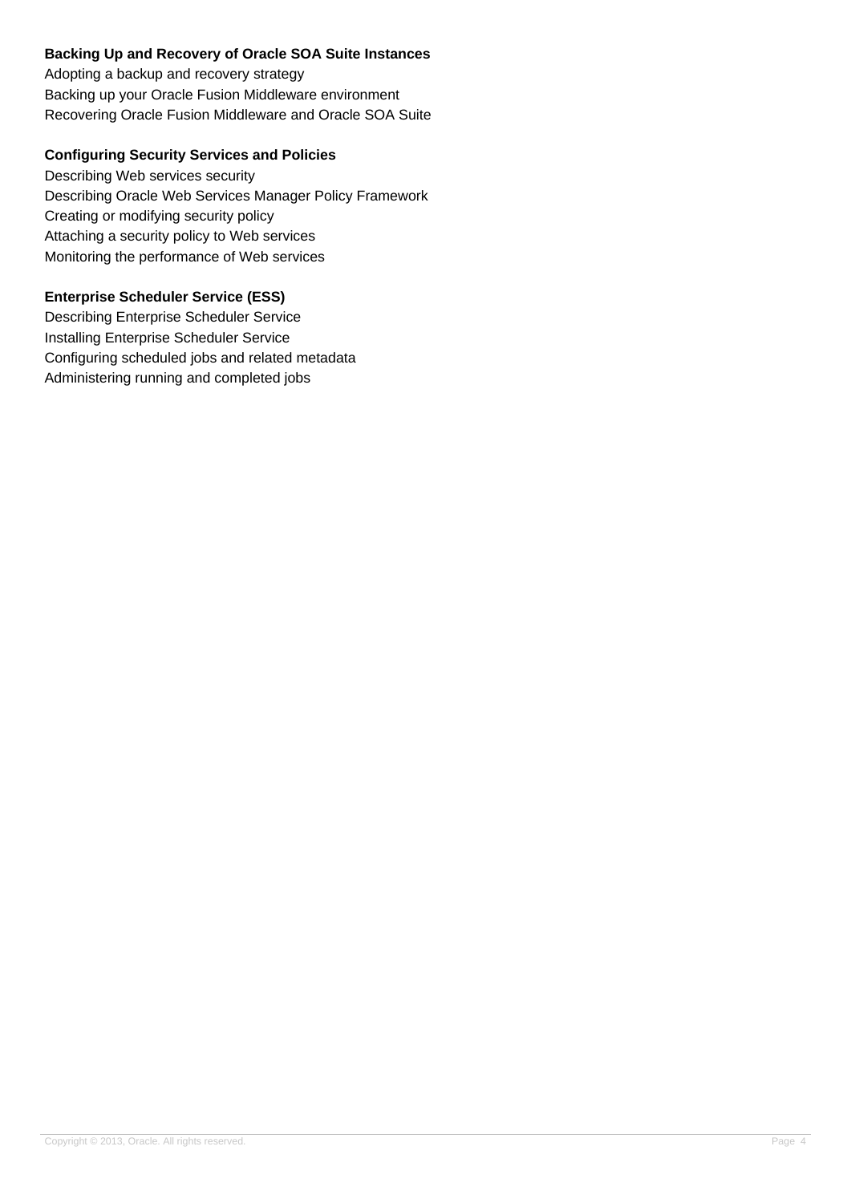**Backing Up and Recovery of Oracle SOA Suite Instances**

Adopting a backup and recovery strategy
Backing up your Oracle Fusion Middleware environment
Recovering Oracle Fusion Middleware and Oracle SOA Suite

**Configuring Security Services and Policies**

Describing Web services security
Describing Oracle Web Services Manager Policy Framework
Creating or modifying security policy
Attaching a security policy to Web services
Monitoring the performance of Web services

**Enterprise Scheduler Service (ESS)**

Describing Enterprise Scheduler Service
Installing Enterprise Scheduler Service
Configuring scheduled jobs and related metadata
Administering running and completed jobs